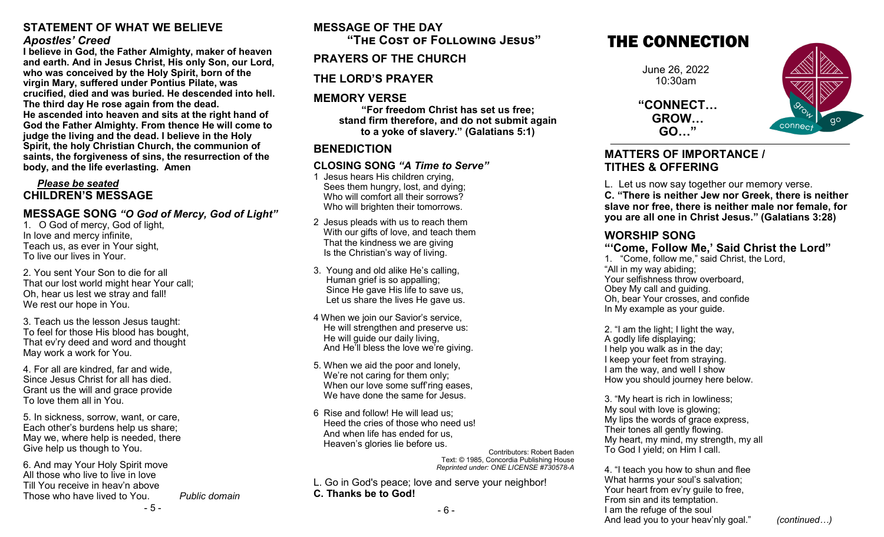## STATEMENT OF WHAT WE BELIEVE

*Apostles' Creed*

**I believe in God, the Father Almighty, maker of heaven and earth. And in Jesus Christ, His only Son, our Lord, who was conceived by the Holy Spirit, born of the virgin Mary, suffered under Pontius Pilate, was crucified, died and was buried. He descended into hell. The third day He rose again from the dead. He ascended into heaven and sits at the right hand of God the Father Almighty. From thence He will come to judge the living and the dead. I believe in the Holy Spirit, the holy Christian Church, the communion of saints, the forgiveness of sins, the resurrection of the body, and the life everlasting. Amen**

***Please be seated***

## CHILDREN'S MESSAGE

## MESSAGE SONG *"O God of Mercy, God of Light"*

1. O God of mercy, God of light,
In love and mercy infinite,
Teach us, as ever in Your sight,
To live our lives in Your.

2. You sent Your Son to die for all
That our lost world might hear Your call;
Oh, hear us lest we stray and fall!
We rest our hope in You.

3. Teach us the lesson Jesus taught:
To feel for those His blood has bought,
That ev'ry deed and word and thought
May work a work for You.

4. For all are kindred, far and wide,
Since Jesus Christ for all has died.
Grant us the will and grace provide
To love them all in You.

5. In sickness, sorrow, want, or care,
Each other's burdens help us share;
May we, where help is needed, there
Give help us though to You.

6. And may Your Holy Spirit move
All those who live to live in love
Till You receive in heav'n above
Those who have lived to You.

*Public domain*

## MESSAGE OF THE DAY

**"The Cost of Following Jesus"**

## PRAYERS OF THE CHURCH

## THE LORD'S PRAYER

## MEMORY VERSE

**"For freedom Christ has set us free; stand firm therefore, and do not submit again to a yoke of slavery." (Galatians 5:1)**

## BENEDICTION

## CLOSING SONG *"A Time to Serve"*

1 Jesus hears His children crying,
Sees them hungry, lost, and dying;
Who will comfort all their sorrows?
Who will brighten their tomorrows.

2 Jesus pleads with us to reach them
With our gifts of love, and teach them
That the kindness we are giving
Is the Christian's way of living.

3. Young and old alike He's calling,
Human grief is so appalling;
Since He gave His life to save us,
Let us share the lives He gave us.

4 When we join our Savior's service,
He will strengthen and preserve us:
He will guide our daily living,
And He'll bless the love we're giving.

5. When we aid the poor and lonely,
We're not caring for them only;
When our love some suff'ring eases,
We have done the same for Jesus.

6 Rise and follow! He will lead us;
Heed the cries of those who need us!
And when life has ended for us,
Heaven's glories lie before us.

Contributors: Robert Baden
Text: © 1985, Concordia Publishing House
*Reprinted under: ONE LICENSE #730578-A*

L. Go in God's peace; love and serve your neighbor!
**C. Thanks be to God!**

# THE CONNECTION

June 26, 2022
10:30am

**"CONNECT… GROW… GO…"**

## MATTERS OF IMPORTANCE / TITHES & OFFERING

L. Let us now say together our memory verse.
**C. "There is neither Jew nor Greek, there is neither slave nor free, there is neither male nor female, for you are all one in Christ Jesus." (Galatians 3:28)**

## WORSHIP SONG

### "'Come, Follow Me,' Said Christ the Lord"

1. "Come, follow me," said Christ, the Lord,
"All in my way abiding;
Your selfishness throw overboard,
Obey My call and guiding.
Oh, bear Your crosses, and confide
In My example as your guide.

2. "I am the light; I light the way,
A godly life displaying;
I help you walk as in the day;
I keep your feet from straying.
I am the way, and well I show
How you should journey here below.

3. "My heart is rich in lowliness;
My soul with love is glowing;
My lips the words of grace express,
Their tones all gently flowing.
My heart, my mind, my strength, my all
To God I yield; on Him I call.

4. "I teach you how to shun and flee
What harms your soul's salvation;
Your heart from ev'ry guile to free,
From sin and its temptation.
I am the refuge of the soul
And lead you to your heav'nly goal."

*(continued…)*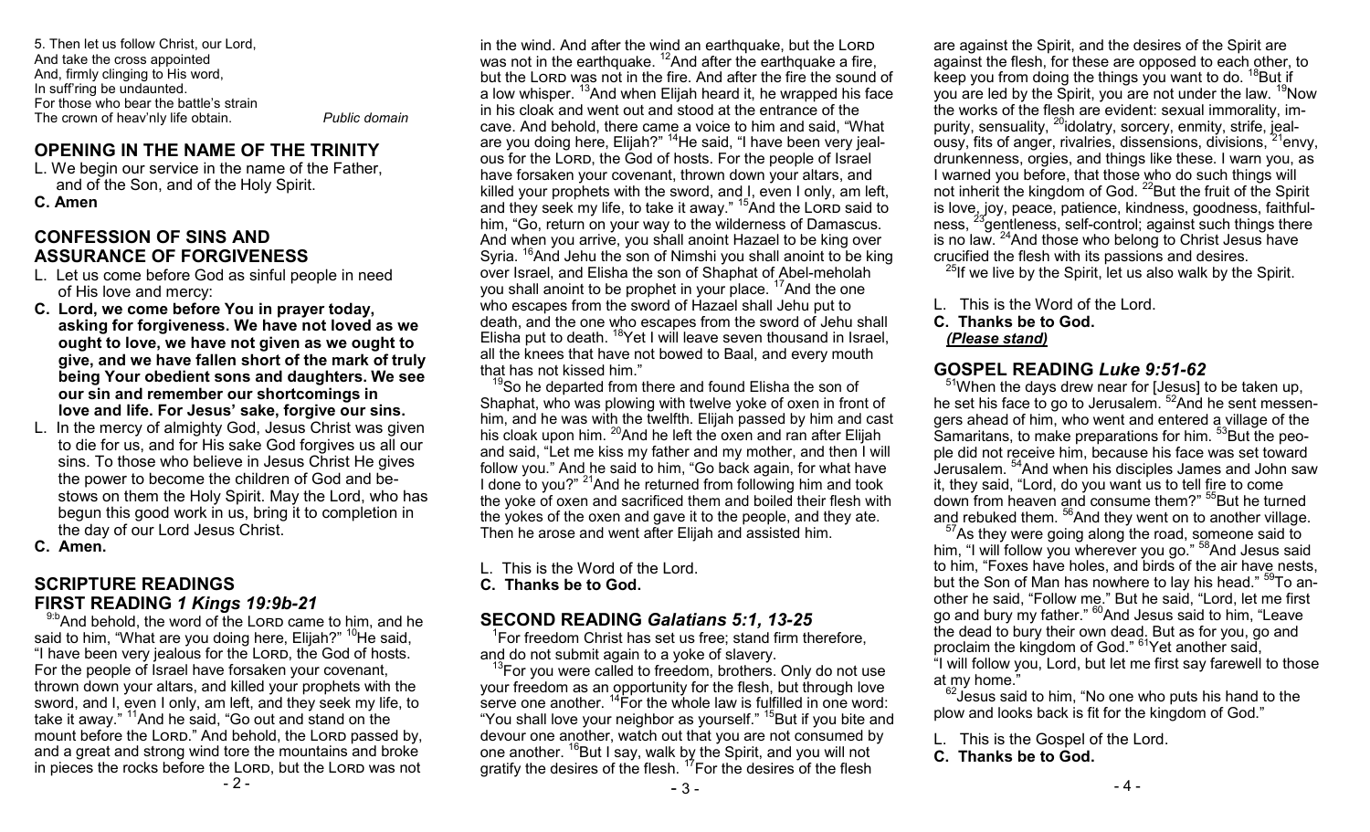5. Then let us follow Christ, our Lord,
And take the cross appointed
And, firmly clinging to His word,
In suff'ring be undaunted.
For those who bear the battle's strain
The crown of heav'nly life obtain.

*Public domain*

## OPENING IN THE NAME OF THE TRINITY

L. We begin our service in the name of the Father, and of the Son, and of the Holy Spirit.

**C. Amen**

## CONFESSION OF SINS AND ASSURANCE OF FORGIVENESS

L. Let us come before God as sinful people in need of His love and mercy:

**C. Lord, we come before You in prayer today, asking for forgiveness. We have not loved as we ought to love, we have not given as we ought to give, and we have fallen short of the mark of truly being Your obedient sons and daughters. We see our sin and remember our shortcomings in love and life. For Jesus' sake, forgive our sins.**

L. In the mercy of almighty God, Jesus Christ was given to die for us, and for His sake God forgives us all our sins. To those who believe in Jesus Christ He gives the power to become the children of God and bestows on them the Holy Spirit. May the Lord, who has begun this good work in us, bring it to completion in the day of our Lord Jesus Christ.

**C. Amen.**

## SCRIPTURE READINGS

### FIRST READING *1 Kings 19:9b-21*

[9b]And behold, the word of the LORD came to him, and he said to him, "What are you doing here, Elijah?" [10]He said, "I have been very jealous for the LORD, the God of hosts. For the people of Israel have forsaken your covenant, thrown down your altars, and killed your prophets with the sword, and I, even I only, am left, and they seek my life, to take it away." [11]And he said, "Go out and stand on the mount before the LORD." And behold, the LORD passed by, and a great and strong wind tore the mountains and broke in pieces the rocks before the LORD, but the LORD was not in the wind. And after the wind an earthquake, but the LORD was not in the earthquake. [12]And after the earthquake a fire, but the LORD was not in the fire. And after the fire the sound of a low whisper. [13]And when Elijah heard it, he wrapped his face in his cloak and went out and stood at the entrance of the cave. And behold, there came a voice to him and said, "What are you doing here, Elijah?" [14]He said, "I have been very jealous for the LORD, the God of hosts. For the people of Israel have forsaken your covenant, thrown down your altars, and killed your prophets with the sword, and I, even I only, am left, and they seek my life, to take it away." [15]And the LORD said to him, "Go, return on your way to the wilderness of Damascus. And when you arrive, you shall anoint Hazael to be king over Syria. [16]And Jehu the son of Nimshi you shall anoint to be king over Israel, and Elisha the son of Shaphat of Abel-meholah you shall anoint to be prophet in your place. [17]And the one who escapes from the sword of Hazael shall Jehu put to death, and the one who escapes from the sword of Jehu shall Elisha put to death. [18]Yet I will leave seven thousand in Israel, all the knees that have not bowed to Baal, and every mouth that has not kissed him."

[19]So he departed from there and found Elisha the son of Shaphat, who was plowing with twelve yoke of oxen in front of him, and he was with the twelfth. Elijah passed by him and cast his cloak upon him. [20]And he left the oxen and ran after Elijah and said, "Let me kiss my father and my mother, and then I will follow you." And he said to him, "Go back again, for what have I done to you?" [21]And he returned from following him and took the yoke of oxen and sacrificed them and boiled their flesh with the yokes of the oxen and gave it to the people, and they ate. Then he arose and went after Elijah and assisted him.

L. This is the Word of the Lord.

**C. Thanks be to God.**

### SECOND READING *Galatians 5:1, 13-25*

[1]For freedom Christ has set us free; stand firm therefore, and do not submit again to a yoke of slavery.

[13]For you were called to freedom, brothers. Only do not use your freedom as an opportunity for the flesh, but through love serve one another. [14]For the whole law is fulfilled in one word: "You shall love your neighbor as yourself." [15]But if you bite and devour one another, watch out that you are not consumed by one another. [16]But I say, walk by the Spirit, and you will not gratify the desires of the flesh. [17]For the desires of the flesh are against the Spirit, and the desires of the Spirit are against the flesh, for these are opposed to each other, to keep you from doing the things you want to do. [18]But if you are led by the Spirit, you are not under the law. [19]Now the works of the flesh are evident: sexual immorality, impurity, sensuality, [20]idolatry, sorcery, enmity, strife, jealousy, fits of anger, rivalries, dissensions, divisions, [21]envy, drunkenness, orgies, and things like these. I warn you, as I warned you before, that those who do such things will not inherit the kingdom of God. [22]But the fruit of the Spirit is love, joy, peace, patience, kindness, goodness, faithfulness, [23]gentleness, self-control; against such things there is no law. [24]And those who belong to Christ Jesus have crucified the flesh with its passions and desires.

[25]If we live by the Spirit, let us also walk by the Spirit.

L. This is the Word of the Lord.

**C. Thanks be to God.**
***(Please stand)***

### GOSPEL READING *Luke 9:51-62*

[51]When the days drew near for [Jesus] to be taken up, he set his face to go to Jerusalem. [52]And he sent messengers ahead of him, who went and entered a village of the Samaritans, to make preparations for him. [53]But the people did not receive him, because his face was set toward Jerusalem. [54]And when his disciples James and John saw it, they said, "Lord, do you want us to tell fire to come down from heaven and consume them?" [55]But he turned and rebuked them. [56]And they went on to another village.

[57]As they were going along the road, someone said to him, "I will follow you wherever you go." [58]And Jesus said to him, "Foxes have holes, and birds of the air have nests, but the Son of Man has nowhere to lay his head." [59]To another he said, "Follow me." But he said, "Lord, let me first go and bury my father." [60]And Jesus said to him, "Leave the dead to bury their own dead. But as for you, go and proclaim the kingdom of God." [61]Yet another said, "I will follow you, Lord, but let me first say farewell to those at my home."

[62]Jesus said to him, "No one who puts his hand to the plow and looks back is fit for the kingdom of God."

L. This is the Gospel of the Lord.

**C. Thanks be to God.**